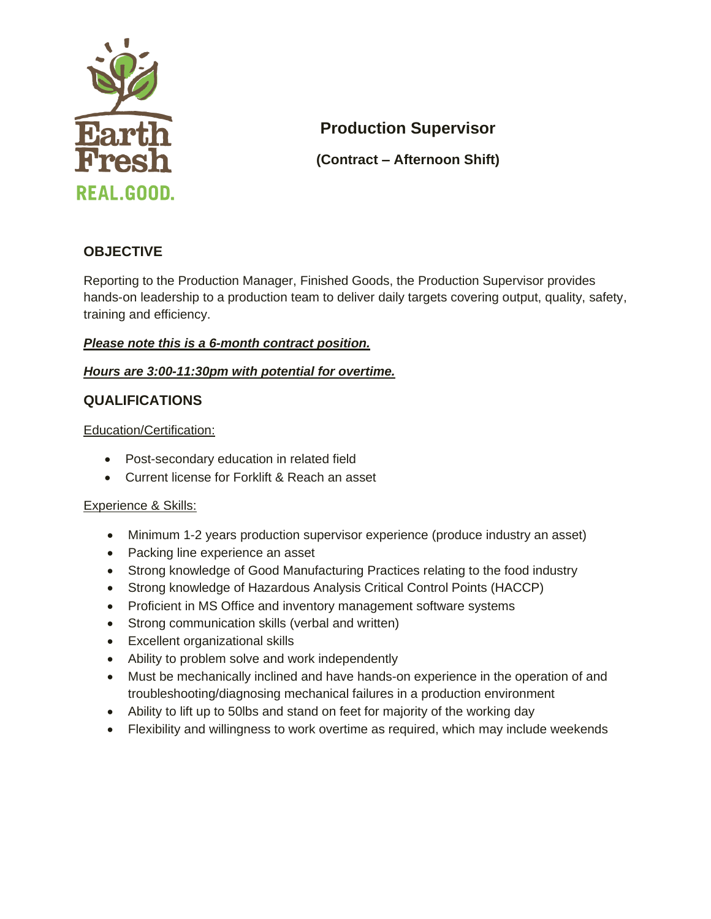Earth Fresh

REAL.GOOD.

# Production Supervisor

**(Contract – Afternoon Shift)**

## OBJECTIVE

Reporting to the Production Manager, Finished Goods, the Production Supervisor provides hands-on leadership to a production team to deliver daily targets covering output, quality, safety, training and efficiency.

***Please note this is a 6-month contract position.***

***Hours are 3:00-11:30pm with potential for overtime.***

## QUALIFICATIONS

Education/Certification:

- Post-secondary education in related field
- Current license for Forklift & Reach an asset

Experience & Skills:

- Minimum 1-2 years production supervisor experience (produce industry an asset)
- Packing line experience an asset
- Strong knowledge of Good Manufacturing Practices relating to the food industry
- Strong knowledge of Hazardous Analysis Critical Control Points (HACCP)
- Proficient in MS Office and inventory management software systems
- Strong communication skills (verbal and written)
- Excellent organizational skills
- Ability to problem solve and work independently
- Must be mechanically inclined and have hands-on experience in the operation of and troubleshooting/diagnosing mechanical failures in a production environment
- Ability to lift up to 50lbs and stand on feet for majority of the working day
- Flexibility and willingness to work overtime as required, which may include weekends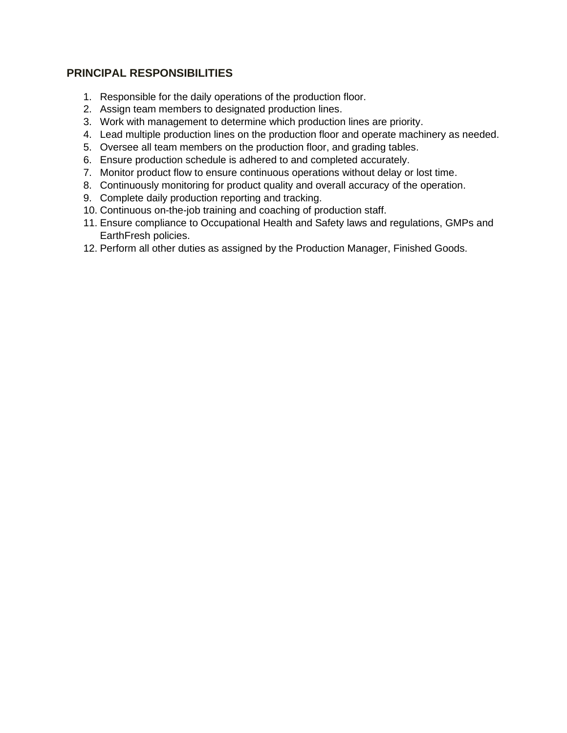## PRINCIPAL RESPONSIBILITIES

1. Responsible for the daily operations of the production floor.
2. Assign team members to designated production lines.
3. Work with management to determine which production lines are priority.
4. Lead multiple production lines on the production floor and operate machinery as needed.
5. Oversee all team members on the production floor, and grading tables.
6. Ensure production schedule is adhered to and completed accurately.
7. Monitor product flow to ensure continuous operations without delay or lost time.
8. Continuously monitoring for product quality and overall accuracy of the operation.
9. Complete daily production reporting and tracking.
10. Continuous on-the-job training and coaching of production staff.
11. Ensure compliance to Occupational Health and Safety laws and regulations, GMPs and EarthFresh policies.
12. Perform all other duties as assigned by the Production Manager, Finished Goods.